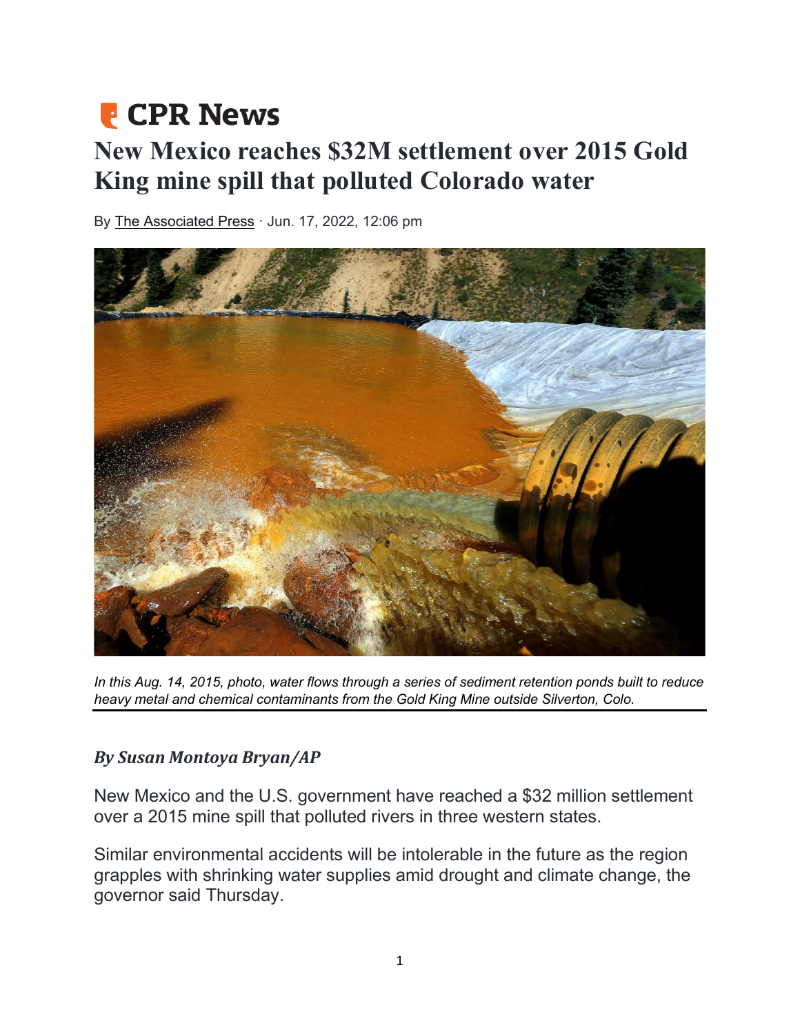CPR News

# New Mexico reaches $32M settlement over 2015 Gold King mine spill that polluted Colorado water

By The Associated Press · Jun. 17, 2022, 12:06 pm

*In this Aug. 14, 2015, photo, water flows through a series of sediment retention ponds built to reduce heavy metal and chemical contaminants from the Gold King Mine outside Silverton, Colo.*

***By Susan Montoya Bryan/AP***

New Mexico and the U.S. government have reached a $32 million settlement over a 2015 mine spill that polluted rivers in three western states.

Similar environmental accidents will be intolerable in the future as the region grapples with shrinking water supplies amid drought and climate change, the governor said Thursday.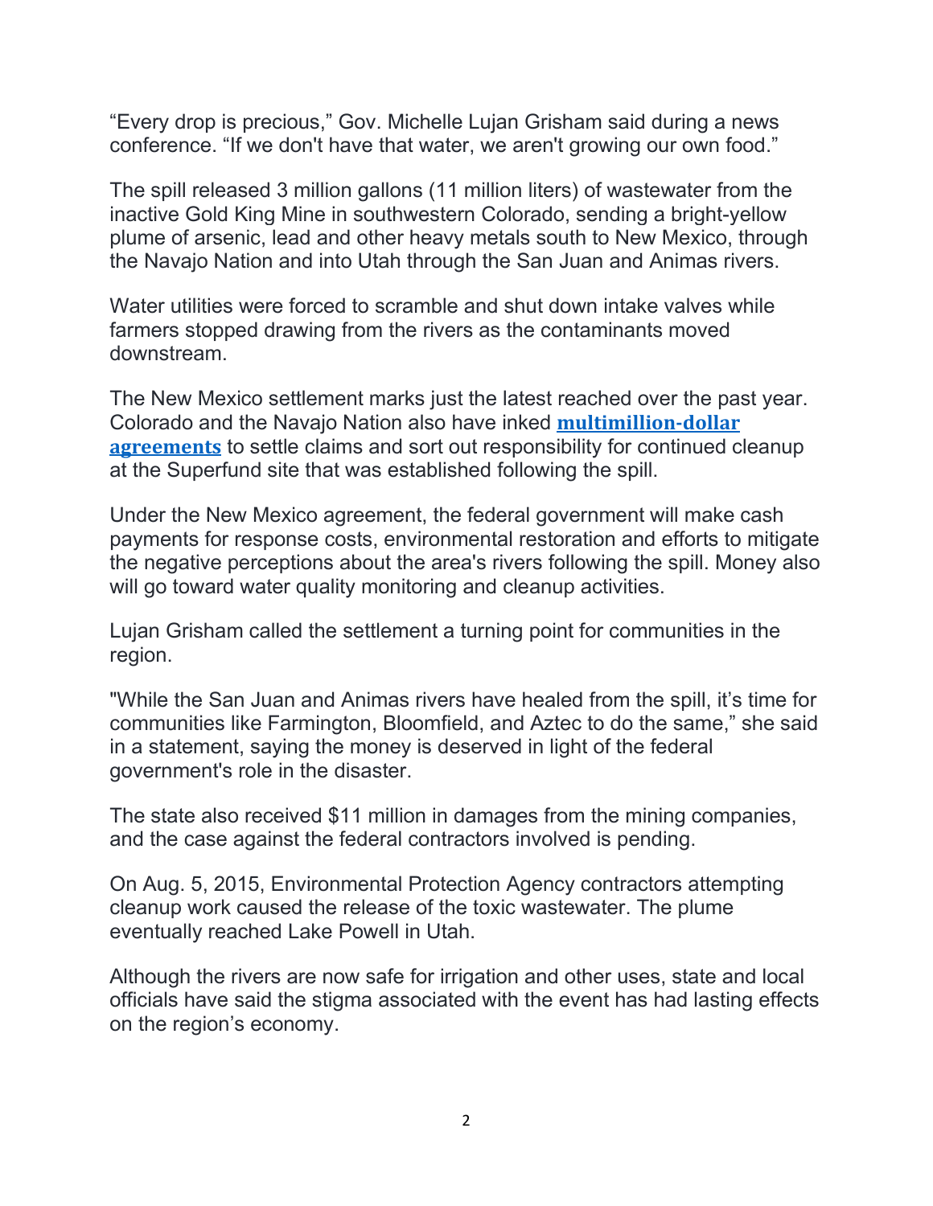"Every drop is precious," Gov. Michelle Lujan Grisham said during a news conference. "If we don't have that water, we aren't growing our own food."

The spill released 3 million gallons (11 million liters) of wastewater from the inactive Gold King Mine in southwestern Colorado, sending a bright-yellow plume of arsenic, lead and other heavy metals south to New Mexico, through the Navajo Nation and into Utah through the San Juan and Animas rivers.

Water utilities were forced to scramble and shut down intake valves while farmers stopped drawing from the rivers as the contaminants moved downstream.

The New Mexico settlement marks just the latest reached over the past year. Colorado and the Navajo Nation also have inked **multimillion-dollar agreements** to settle claims and sort out responsibility for continued cleanup at the Superfund site that was established following the spill.

Under the New Mexico agreement, the federal government will make cash payments for response costs, environmental restoration and efforts to mitigate the negative perceptions about the area's rivers following the spill. Money also will go toward water quality monitoring and cleanup activities.

Lujan Grisham called the settlement a turning point for communities in the region.

"While the San Juan and Animas rivers have healed from the spill, it's time for communities like Farmington, Bloomfield, and Aztec to do the same," she said in a statement, saying the money is deserved in light of the federal government's role in the disaster.

The state also received $11 million in damages from the mining companies, and the case against the federal contractors involved is pending.

On Aug. 5, 2015, Environmental Protection Agency contractors attempting cleanup work caused the release of the toxic wastewater. The plume eventually reached Lake Powell in Utah.

Although the rivers are now safe for irrigation and other uses, state and local officials have said the stigma associated with the event has had lasting effects on the region's economy.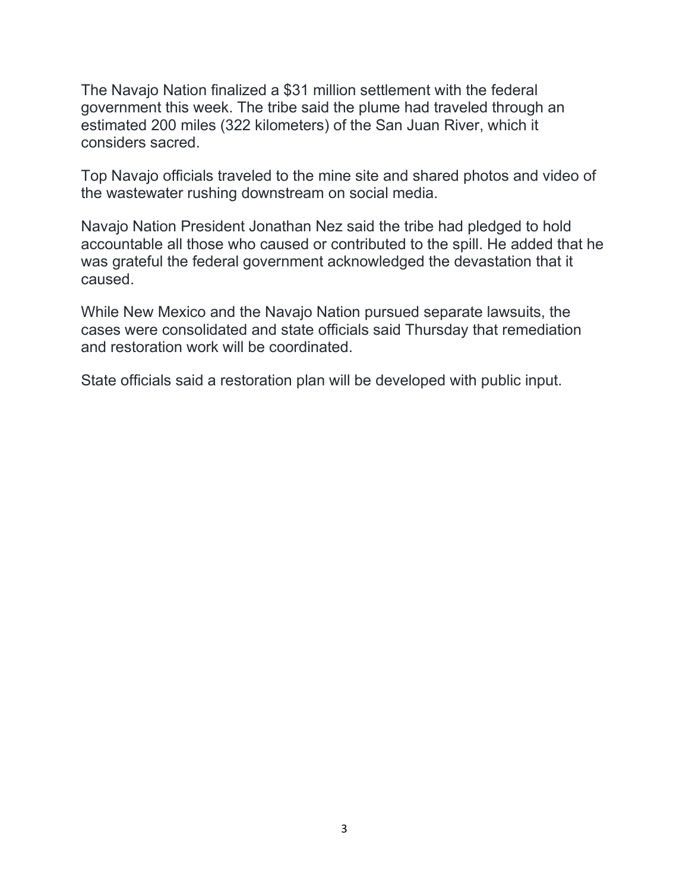The Navajo Nation finalized a $31 million settlement with the federal government this week. The tribe said the plume had traveled through an estimated 200 miles (322 kilometers) of the San Juan River, which it considers sacred.

Top Navajo officials traveled to the mine site and shared photos and video of the wastewater rushing downstream on social media.

Navajo Nation President Jonathan Nez said the tribe had pledged to hold accountable all those who caused or contributed to the spill. He added that he was grateful the federal government acknowledged the devastation that it caused.

While New Mexico and the Navajo Nation pursued separate lawsuits, the cases were consolidated and state officials said Thursday that remediation and restoration work will be coordinated.

State officials said a restoration plan will be developed with public input.